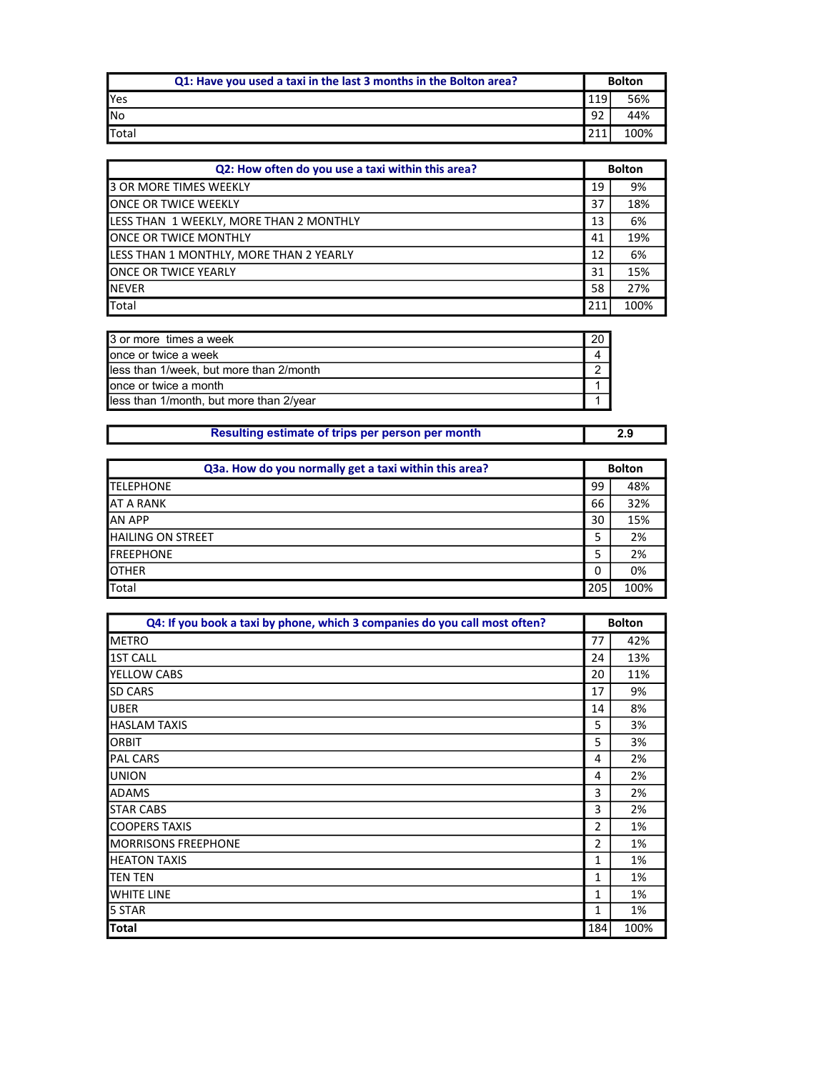| Q1: Have you used a taxi in the last 3 months in the Bolton area? | Bolton | |
|---|---|---|
| Yes | 119 | 56% |
| No | 92 | 44% |
| Total | 211 | 100% |

| Q2: How often do you use a taxi within this area? | Bolton | |
|---|---|---|
| 3 OR MORE TIMES WEEKLY | 19 | 9% |
| ONCE OR TWICE WEEKLY | 37 | 18% |
| LESS THAN 1 WEEKLY, MORE THAN 2 MONTHLY | 13 | 6% |
| ONCE OR TWICE MONTHLY | 41 | 19% |
| LESS THAN 1 MONTHLY, MORE THAN 2 YEARLY | 12 | 6% |
| ONCE OR TWICE YEARLY | 31 | 15% |
| NEVER | 58 | 27% |
| Total | 211 | 100% |

| | |
|---|---|
| 3 or more times a week | 20 |
| once or twice a week | 4 |
| less than 1/week, but more than 2/month | 2 |
| once or twice a month | 1 |
| less than 1/month, but more than 2/year | 1 |

| Resulting estimate of trips per person per month | 2.9 |
|---|---|

| Q3a. How do you normally get a taxi within this area? | Bolton | |
|---|---|---|
| TELEPHONE | 99 | 48% |
| AT A RANK | 66 | 32% |
| AN APP | 30 | 15% |
| HAILING ON STREET | 5 | 2% |
| FREEPHONE | 5 | 2% |
| OTHER | 0 | 0% |
| Total | 205 | 100% |

| Q4: If you book a taxi by phone, which 3 companies do you call most often? | Bolton | |
|---|---|---|
| METRO | 77 | 42% |
| 1ST CALL | 24 | 13% |
| YELLOW CABS | 20 | 11% |
| SD CARS | 17 | 9% |
| UBER | 14 | 8% |
| HASLAM TAXIS | 5 | 3% |
| ORBIT | 5 | 3% |
| PAL CARS | 4 | 2% |
| UNION | 4 | 2% |
| ADAMS | 3 | 2% |
| STAR CABS | 3 | 2% |
| COOPERS TAXIS | 2 | 1% |
| MORRISONS FREEPHONE | 2 | 1% |
| HEATON TAXIS | 1 | 1% |
| TEN TEN | 1 | 1% |
| WHITE LINE | 1 | 1% |
| 5 STAR | 1 | 1% |
| **Total** | 184 | 100% |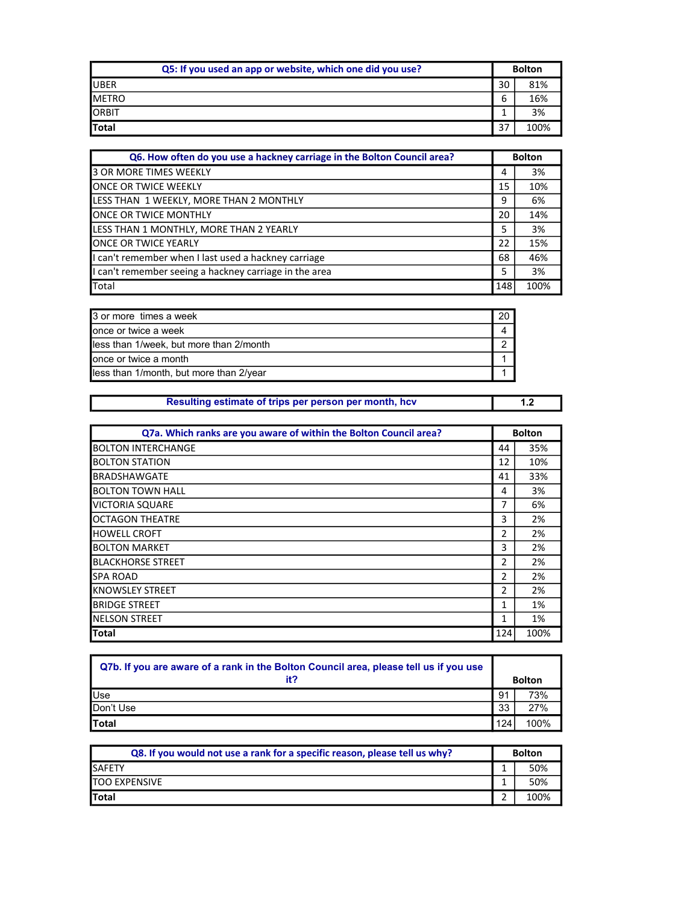| Q5: If you used an app or website, which one did you use? | Bolton | |
|---|---|---|
| UBER | 30 | 81% |
| METRO | 6 | 16% |
| ORBIT | 1 | 3% |
| **Total** | 37 | 100% |

| Q6. How often do you use a hackney carriage in the Bolton Council area? | Bolton | |
|---|---|---|
| 3 OR MORE TIMES WEEKLY | 4 | 3% |
| ONCE OR TWICE WEEKLY | 15 | 10% |
| LESS THAN 1 WEEKLY, MORE THAN 2 MONTHLY | 9 | 6% |
| ONCE OR TWICE MONTHLY | 20 | 14% |
| LESS THAN 1 MONTHLY, MORE THAN 2 YEARLY | 5 | 3% |
| ONCE OR TWICE YEARLY | 22 | 15% |
| I can't remember when I last used a hackney carriage | 68 | 46% |
| I can't remember seeing a hackney carriage in the area | 5 | 3% |
| Total | 148 | 100% |

| | |
|---|---|
| 3 or more times a week | 20 |
| once or twice a week | 4 |
| less than 1/week, but more than 2/month | 2 |
| once or twice a month | 1 |
| less than 1/month, but more than 2/year | 1 |

| Resulting estimate of trips per person per month, hcv | 1.2 |
|---|---|

| Q7a. Which ranks are you aware of within the Bolton Council area? | Bolton | |
|---|---|---|
| BOLTON INTERCHANGE | 44 | 35% |
| BOLTON STATION | 12 | 10% |
| BRADSHAWGATE | 41 | 33% |
| BOLTON TOWN HALL | 4 | 3% |
| VICTORIA SQUARE | 7 | 6% |
| OCTAGON THEATRE | 3 | 2% |
| HOWELL CROFT | 2 | 2% |
| BOLTON MARKET | 3 | 2% |
| BLACKHORSE STREET | 2 | 2% |
| SPA ROAD | 2 | 2% |
| KNOWSLEY STREET | 2 | 2% |
| BRIDGE STREET | 1 | 1% |
| NELSON STREET | 1 | 1% |
| **Total** | 124 | 100% |

| Q7b. If you are aware of a rank in the Bolton Council area, please tell us if you use it? | Bolton | |
|---|---|---|
| Use | 91 | 73% |
| Don't Use | 33 | 27% |
| **Total** | 124 | 100% |

| Q8. If you would not use a rank for a specific reason, please tell us why? | Bolton | |
|---|---|---|
| SAFETY | 1 | 50% |
| TOO EXPENSIVE | 1 | 50% |
| **Total** | 2 | 100% |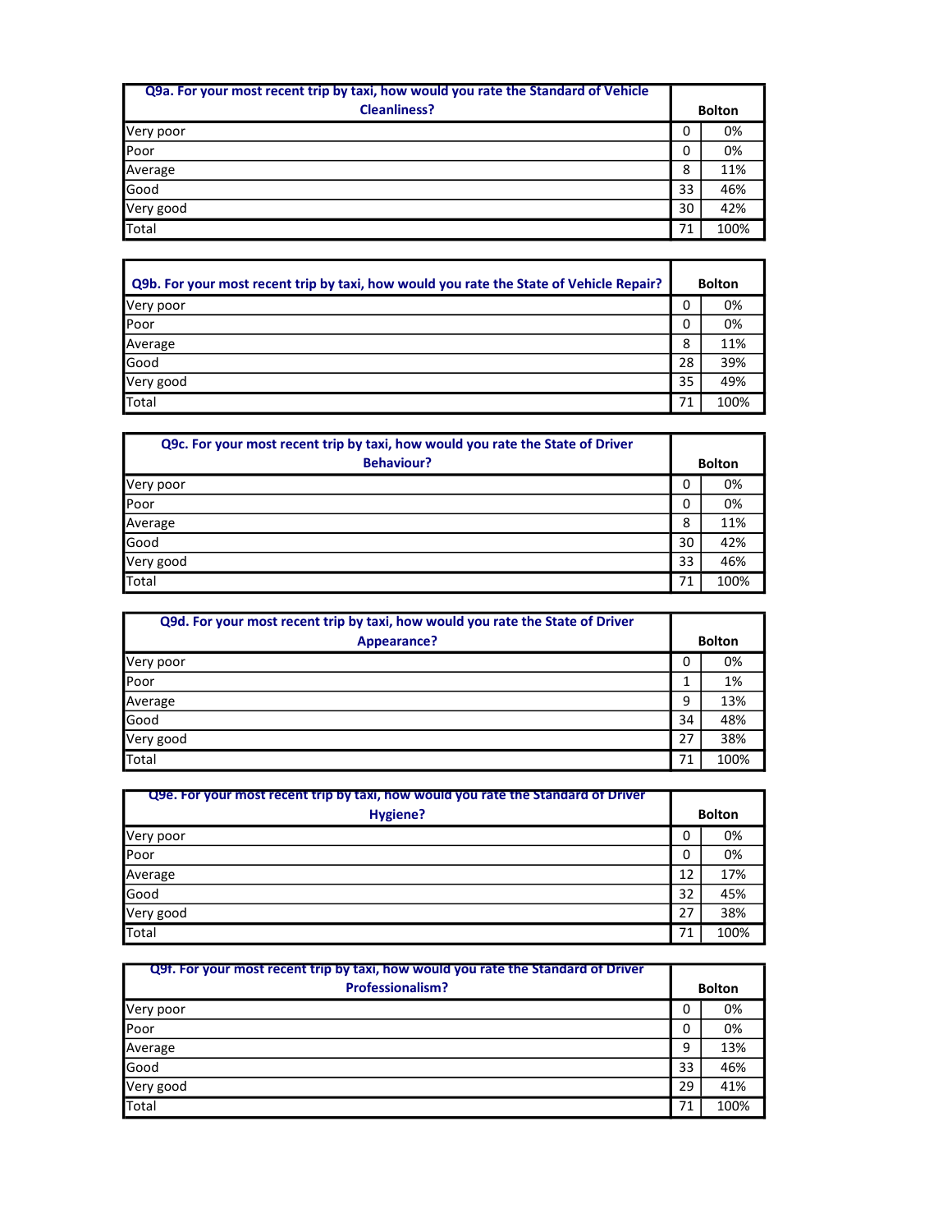| Q9a. For your most recent trip by taxi, how would you rate the Standard of Vehicle Cleanliness? | Bolton | |
|---|---|---|
| Very poor | 0 | 0% |
| Poor | 0 | 0% |
| Average | 8 | 11% |
| Good | 33 | 46% |
| Very good | 30 | 42% |
| Total | 71 | 100% |

| Q9b. For your most recent trip by taxi, how would you rate the State of Vehicle Repair? | Bolton | |
|---|---|---|
| Very poor | 0 | 0% |
| Poor | 0 | 0% |
| Average | 8 | 11% |
| Good | 28 | 39% |
| Very good | 35 | 49% |
| Total | 71 | 100% |

| Q9c. For your most recent trip by taxi, how would you rate the State of Driver Behaviour? | Bolton | |
|---|---|---|
| Very poor | 0 | 0% |
| Poor | 0 | 0% |
| Average | 8 | 11% |
| Good | 30 | 42% |
| Very good | 33 | 46% |
| Total | 71 | 100% |

| Q9d. For your most recent trip by taxi, how would you rate the State of Driver Appearance? | Bolton | |
|---|---|---|
| Very poor | 0 | 0% |
| Poor | 1 | 1% |
| Average | 9 | 13% |
| Good | 34 | 48% |
| Very good | 27 | 38% |
| Total | 71 | 100% |

| Q9e. For your most recent trip by taxi, how would you rate the Standard of Driver Hygiene? | Bolton | |
|---|---|---|
| Very poor | 0 | 0% |
| Poor | 0 | 0% |
| Average | 12 | 17% |
| Good | 32 | 45% |
| Very good | 27 | 38% |
| Total | 71 | 100% |

| Q9f. For your most recent trip by taxi, how would you rate the Standard of Driver Professionalism? | Bolton | |
|---|---|---|
| Very poor | 0 | 0% |
| Poor | 0 | 0% |
| Average | 9 | 13% |
| Good | 33 | 46% |
| Very good | 29 | 41% |
| Total | 71 | 100% |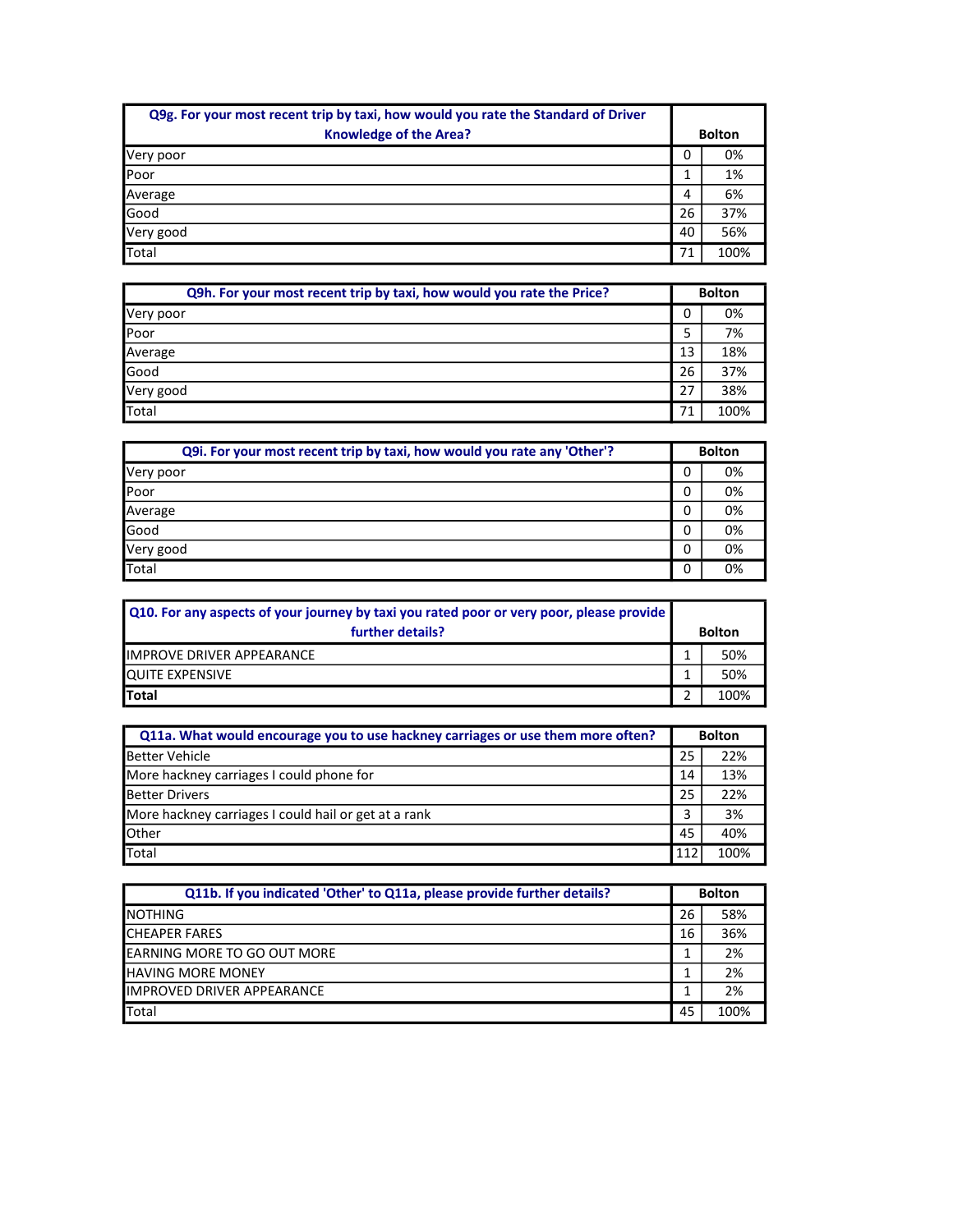| Q9g. For your most recent trip by taxi, how would you rate the Standard of Driver Knowledge of the Area? | Bolton | |
|---|---|---|
| Very poor | 0 | 0% |
| Poor | 1 | 1% |
| Average | 4 | 6% |
| Good | 26 | 37% |
| Very good | 40 | 56% |
| Total | 71 | 100% |

| Q9h. For your most recent trip by taxi, how would you rate the Price? | Bolton | |
|---|---|---|
| Very poor | 0 | 0% |
| Poor | 5 | 7% |
| Average | 13 | 18% |
| Good | 26 | 37% |
| Very good | 27 | 38% |
| Total | 71 | 100% |

| Q9i. For your most recent trip by taxi, how would you rate any 'Other'? | Bolton | |
|---|---|---|
| Very poor | 0 | 0% |
| Poor | 0 | 0% |
| Average | 0 | 0% |
| Good | 0 | 0% |
| Very good | 0 | 0% |
| Total | 0 | 0% |

| Q10. For any aspects of your journey by taxi you rated poor or very poor, please provide further details? | Bolton | |
|---|---|---|
| IMPROVE DRIVER APPEARANCE | 1 | 50% |
| QUITE EXPENSIVE | 1 | 50% |
| **Total** | 2 | 100% |

| Q11a. What would encourage you to use hackney carriages or use them more often? | Bolton | |
|---|---|---|
| Better Vehicle | 25 | 22% |
| More hackney carriages I could phone for | 14 | 13% |
| Better Drivers | 25 | 22% |
| More hackney carriages I could hail or get at a rank | 3 | 3% |
| Other | 45 | 40% |
| Total | 112 | 100% |

| Q11b. If you indicated 'Other' to Q11a, please provide further details? | Bolton | |
|---|---|---|
| NOTHING | 26 | 58% |
| CHEAPER FARES | 16 | 36% |
| EARNING MORE TO GO OUT MORE | 1 | 2% |
| HAVING MORE MONEY | 1 | 2% |
| IMPROVED DRIVER APPEARANCE | 1 | 2% |
| Total | 45 | 100% |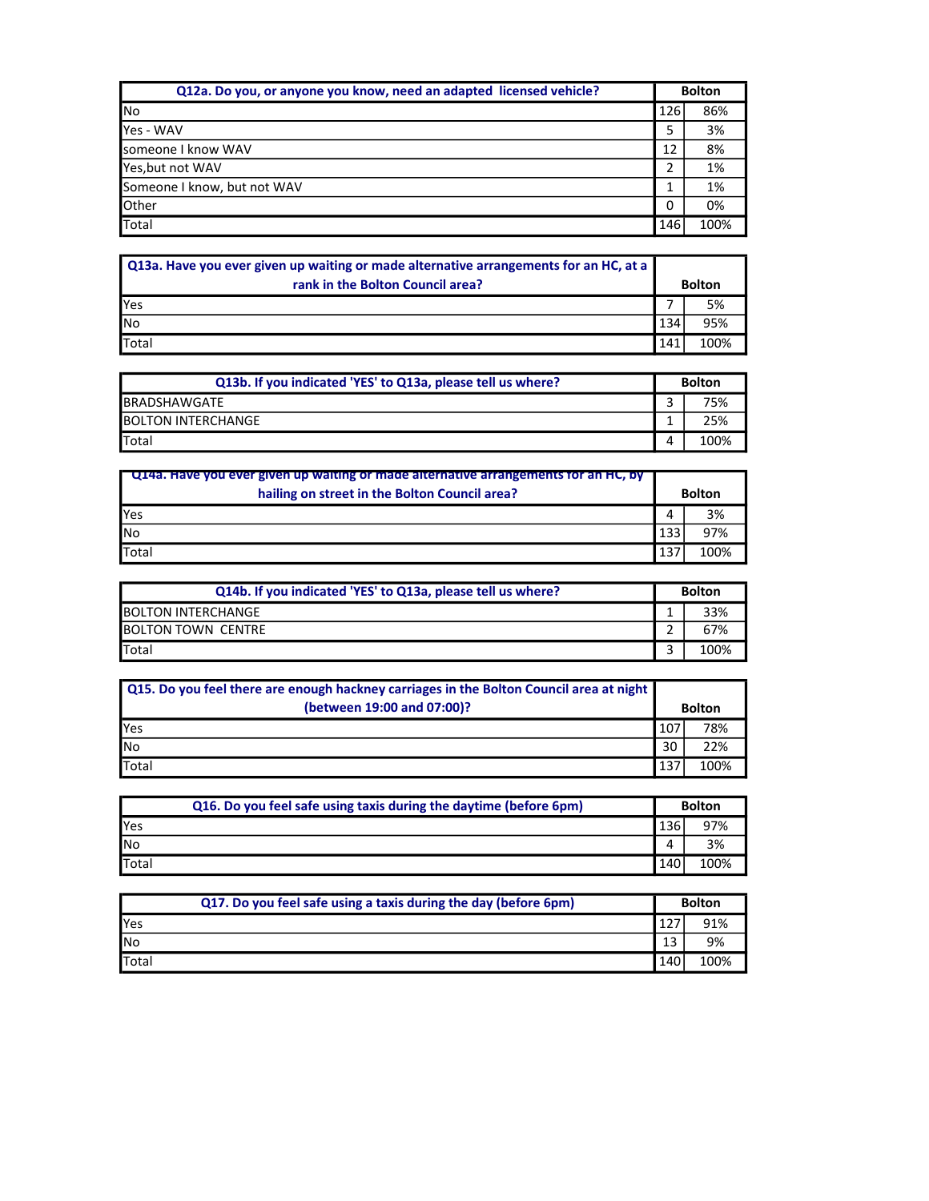| Q12a. Do you, or anyone you know, need an adapted licensed vehicle? | Bolton | |
|---|---|---|
| No | 126 | 86% |
| Yes - WAV | 5 | 3% |
| someone I know WAV | 12 | 8% |
| Yes,but not WAV | 2 | 1% |
| Someone I know, but not WAV | 1 | 1% |
| Other | 0 | 0% |
| Total | 146 | 100% |

| Q13a. Have you ever given up waiting or made alternative arrangements for an HC, at a rank in the Bolton Council area? | Bolton | |
|---|---|---|
| Yes | 7 | 5% |
| No | 134 | 95% |
| Total | 141 | 100% |

| Q13b. If you indicated 'YES' to Q13a, please tell us where? | Bolton | |
|---|---|---|
| BRADSHAWGATE | 3 | 75% |
| BOLTON INTERCHANGE | 1 | 25% |
| Total | 4 | 100% |

| Q14a. Have you ever given up waiting or made alternative arrangements for an HC, by hailing on street in the Bolton Council area? | Bolton | |
|---|---|---|
| Yes | 4 | 3% |
| No | 133 | 97% |
| Total | 137 | 100% |

| Q14b. If you indicated 'YES' to Q13a, please tell us where? | Bolton | |
|---|---|---|
| BOLTON INTERCHANGE | 1 | 33% |
| BOLTON TOWN CENTRE | 2 | 67% |
| Total | 3 | 100% |

| Q15. Do you feel there are enough hackney carriages in the Bolton Council area at night (between 19:00 and 07:00)? | Bolton | |
|---|---|---|
| Yes | 107 | 78% |
| No | 30 | 22% |
| Total | 137 | 100% |

| Q16. Do you feel safe using taxis during the daytime (before 6pm) | Bolton | |
|---|---|---|
| Yes | 136 | 97% |
| No | 4 | 3% |
| Total | 140 | 100% |

| Q17. Do you feel safe using a taxis during the day (before 6pm) | Bolton | |
|---|---|---|
| Yes | 127 | 91% |
| No | 13 | 9% |
| Total | 140 | 100% |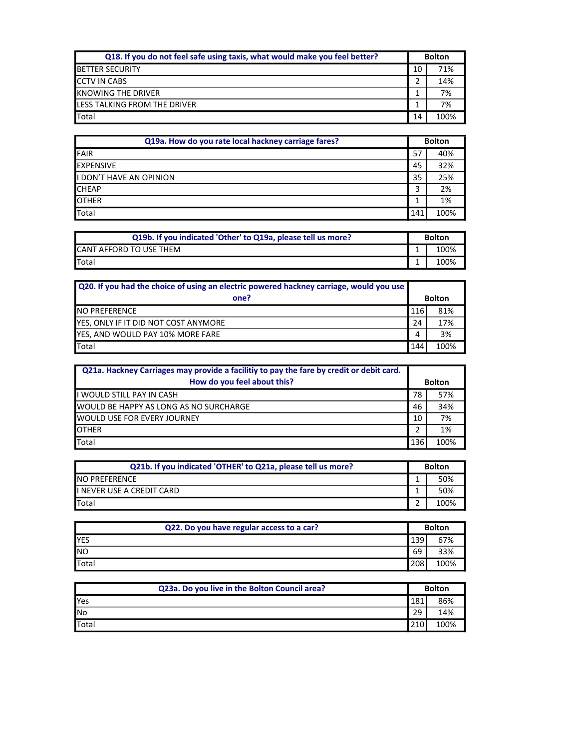| Q18. If you do not feel safe using taxis, what would make you feel better? | Bolton | |
|---|---|---|
| BETTER SECURITY | 10 | 71% |
| CCTV IN CABS | 2 | 14% |
| KNOWING THE DRIVER | 1 | 7% |
| LESS TALKING FROM THE DRIVER | 1 | 7% |
| Total | 14 | 100% |

| Q19a. How do you rate local hackney carriage fares? | Bolton | |
|---|---|---|
| FAIR | 57 | 40% |
| EXPENSIVE | 45 | 32% |
| I DON'T HAVE AN OPINION | 35 | 25% |
| CHEAP | 3 | 2% |
| OTHER | 1 | 1% |
| Total | 141 | 100% |

| Q19b. If you indicated 'Other' to Q19a, please tell us more? | Bolton | |
|---|---|---|
| CANT AFFORD TO USE THEM | 1 | 100% |
| Total | 1 | 100% |

| Q20. If you had the choice of using an electric powered hackney carriage, would you use one? | Bolton | |
|---|---|---|
| NO PREFERENCE | 116 | 81% |
| YES, ONLY IF IT DID NOT COST ANYMORE | 24 | 17% |
| YES, AND WOULD PAY 10% MORE FARE | 4 | 3% |
| Total | 144 | 100% |

| Q21a. Hackney Carriages may provide a facilitiy to pay the fare by credit or debit card. How do you feel about this? | Bolton | |
|---|---|---|
| I WOULD STILL PAY IN CASH | 78 | 57% |
| WOULD BE HAPPY AS LONG AS NO SURCHARGE | 46 | 34% |
| WOULD USE FOR EVERY JOURNEY | 10 | 7% |
| OTHER | 2 | 1% |
| Total | 136 | 100% |

| Q21b. If you indicated 'OTHER' to Q21a, please tell us more? | Bolton | |
|---|---|---|
| NO PREFERENCE | 1 | 50% |
| I NEVER USE A CREDIT CARD | 1 | 50% |
| Total | 2 | 100% |

| Q22. Do you have regular access to a car? | Bolton | |
|---|---|---|
| YES | 139 | 67% |
| NO | 69 | 33% |
| Total | 208 | 100% |

| Q23a. Do you live in the Bolton Council area? | Bolton | |
|---|---|---|
| Yes | 181 | 86% |
| No | 29 | 14% |
| Total | 210 | 100% |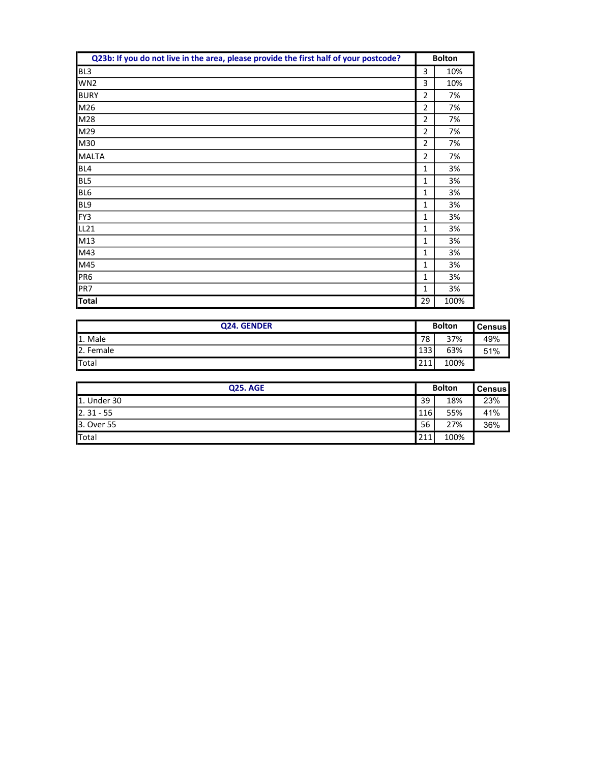| Q23b: If you do not live in the area, please provide the first half of your postcode? | Bolton | |
|---|---|---|
| BL3 | 3 | 10% |
| WN2 | 3 | 10% |
| BURY | 2 | 7% |
| M26 | 2 | 7% |
| M28 | 2 | 7% |
| M29 | 2 | 7% |
| M30 | 2 | 7% |
| MALTA | 2 | 7% |
| BL4 | 1 | 3% |
| BL5 | 1 | 3% |
| BL6 | 1 | 3% |
| BL9 | 1 | 3% |
| FY3 | 1 | 3% |
| LL21 | 1 | 3% |
| M13 | 1 | 3% |
| M43 | 1 | 3% |
| M45 | 1 | 3% |
| PR6 | 1 | 3% |
| PR7 | 1 | 3% |
| **Total** | 29 | 100% |

| Q24. GENDER | Bolton | | Census |
|---|---|---|---|
| 1. Male | 78 | 37% | 49% |
| 2. Female | 133 | 63% | 51% |
| Total | 211 | 100% | |

| Q25. AGE | Bolton | | Census |
|---|---|---|---|
| 1. Under 30 | 39 | 18% | 23% |
| 2. 31 - 55 | 116 | 55% | 41% |
| 3. Over 55 | 56 | 27% | 36% |
| Total | 211 | 100% | |